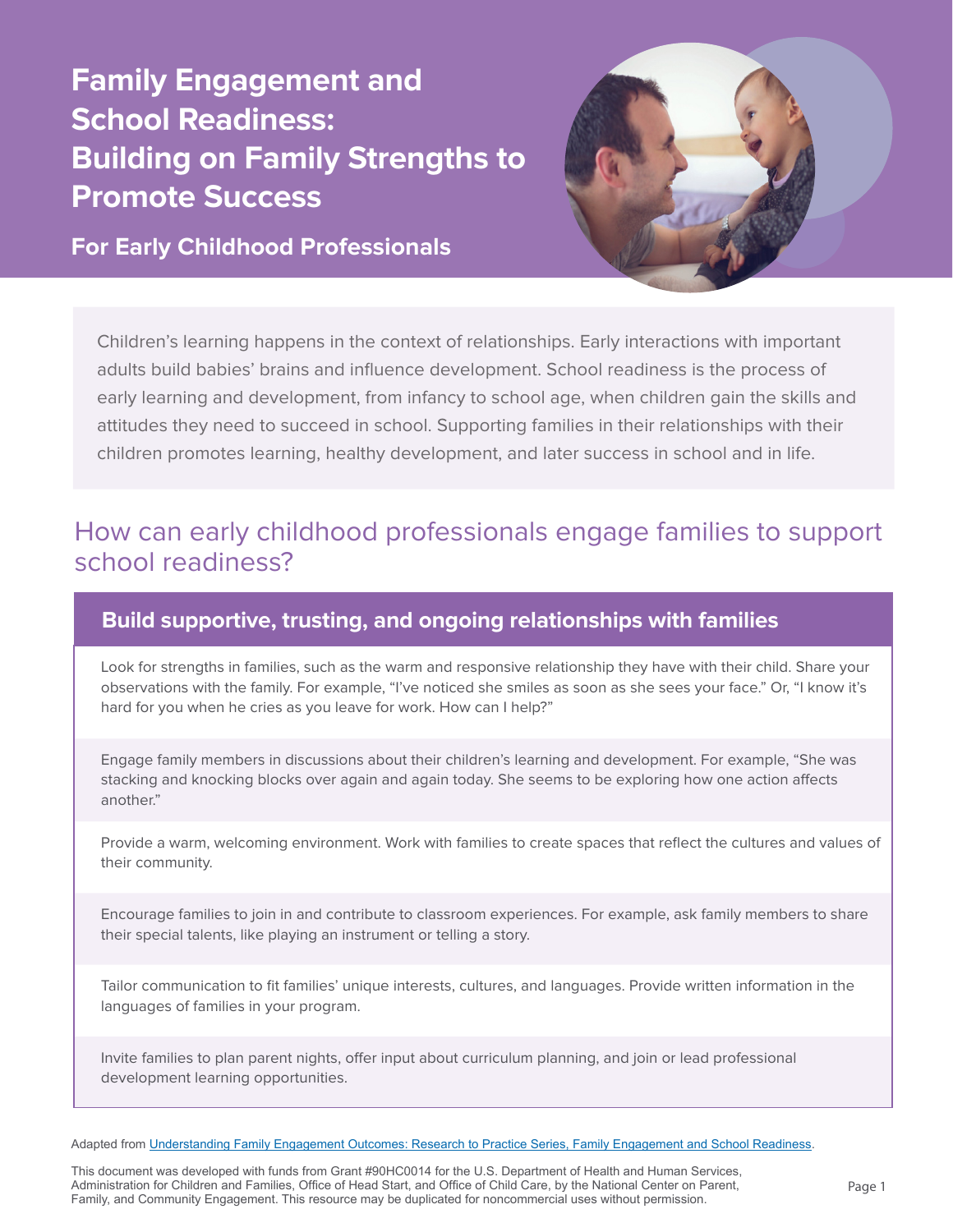# Family Engagement and School Readiness: Building on Family Strengths to Promote Success

## For Early Childhood Professionals

Children's learning happens in the context of relationships. Early interactions with important adults build babies' brains and influence development. School readiness is the process of early learning and development, from infancy to school age, when children gain the skills and attitudes they need to succeed in school. Supporting families in their relationships with their children promotes learning, healthy development, and later success in school and in life.

## How can early childhood professionals engage families to support school readiness?

### Build supportive, trusting, and ongoing relationships with families

Look for strengths in families, such as the warm and responsive relationship they have with their child. Share your observations with the family. For example, "I've noticed she smiles as soon as she sees your face." Or, "I know it's hard for you when he cries as you leave for work. How can I help?"

Engage family members in discussions about their children's learning and development. For example, "She was stacking and knocking blocks over again and again today. She seems to be exploring how one action affects another."

Provide a warm, welcoming environment. Work with families to create spaces that reflect the cultures and values of their community.

Encourage families to join in and contribute to classroom experiences. For example, ask family members to share their special talents, like playing an instrument or telling a story.

Tailor communication to fit families' unique interests, cultures, and languages. Provide written information in the languages of families in your program.

Invite families to plan parent nights, offer input about curriculum planning, and join or lead professional development learning opportunities.

Adapted from [Understanding Family Engagement Outcomes: Research to Practice Series, Family Engagement and School Readiness](#).

This document was developed with funds from Grant #90HC0014 for the U.S. Department of Health and Human Services, Administration for Children and Families, Office of Head Start, and Office of Child Care, by the National Center on Parent, Family, and Community Engagement. This resource may be duplicated for noncommercial uses without permission.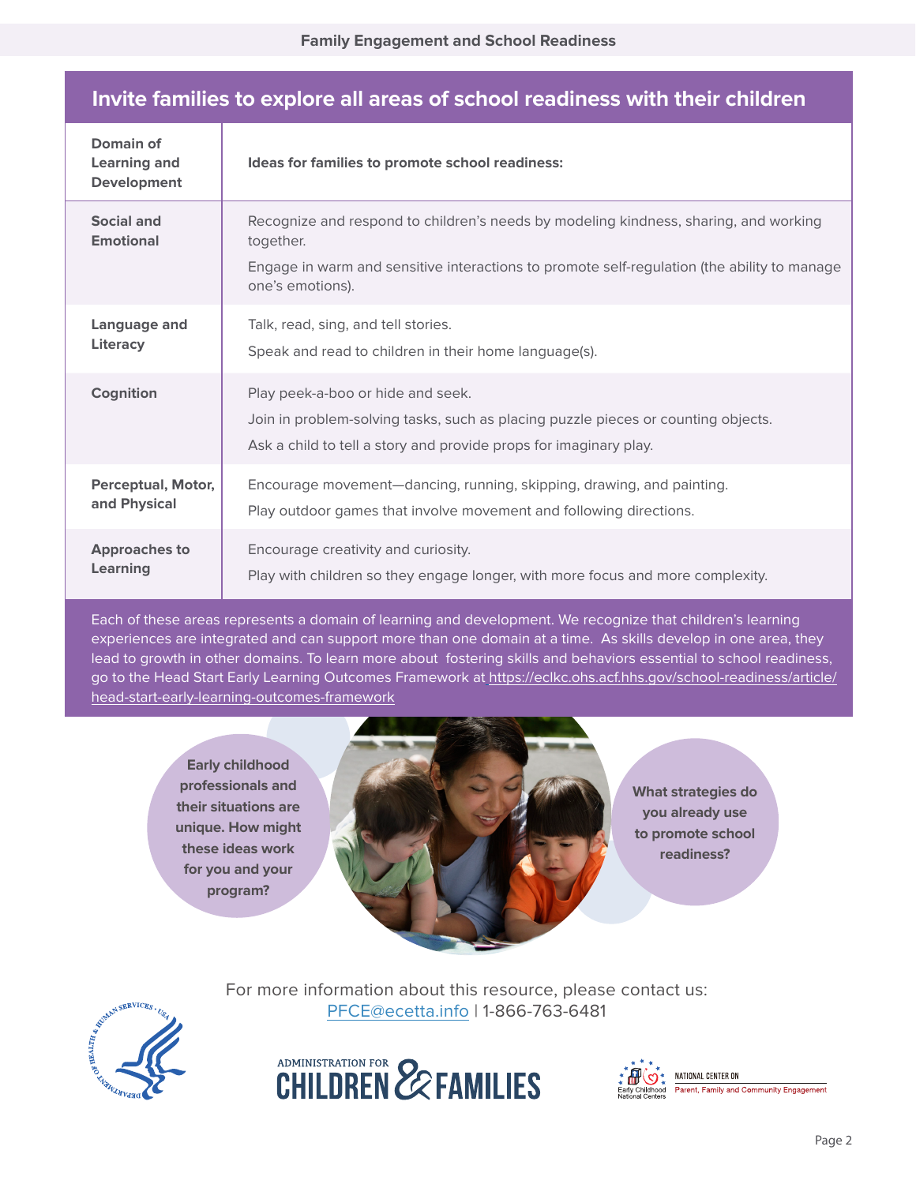## Invite families to explore all areas of school readiness with their children

| Domain of Learning and Development | Ideas for families to promote school readiness: |
|---|---|
| Social and Emotional | Recognize and respond to children's needs by modeling kindness, sharing, and working together. Engage in warm and sensitive interactions to promote self-regulation (the ability to manage one's emotions). |
| Language and Literacy | Talk, read, sing, and tell stories. Speak and read to children in their home language(s). |
| Cognition | Play peek-a-boo or hide and seek. Join in problem-solving tasks, such as placing puzzle pieces or counting objects. Ask a child to tell a story and provide props for imaginary play. |
| Perceptual, Motor, and Physical | Encourage movement—dancing, running, skipping, drawing, and painting. Play outdoor games that involve movement and following directions. |
| Approaches to Learning | Encourage creativity and curiosity. Play with children so they engage longer, with more focus and more complexity. |

Each of these areas represents a domain of learning and development. We recognize that children's learning experiences are integrated and can support more than one domain at a time. As skills develop in one area, they lead to growth in other domains. To learn more about fostering skills and behaviors essential to school readiness, go to the Head Start Early Learning Outcomes Framework at https://eclkc.ohs.acf.hhs.gov/school-readiness/article/head-start-early-learning-outcomes-framework

**Early childhood professionals and their situations are unique. How might these ideas work for you and your program?**

**What strategies do you already use to promote school readiness?**

For more information about this resource, please contact us:
PFCE@ecetta.info | 1-866-763-6481

ADMINISTRATION FOR CHILDREN & FAMILIES

NATIONAL CENTER ON Parent, Family and Community Engagement